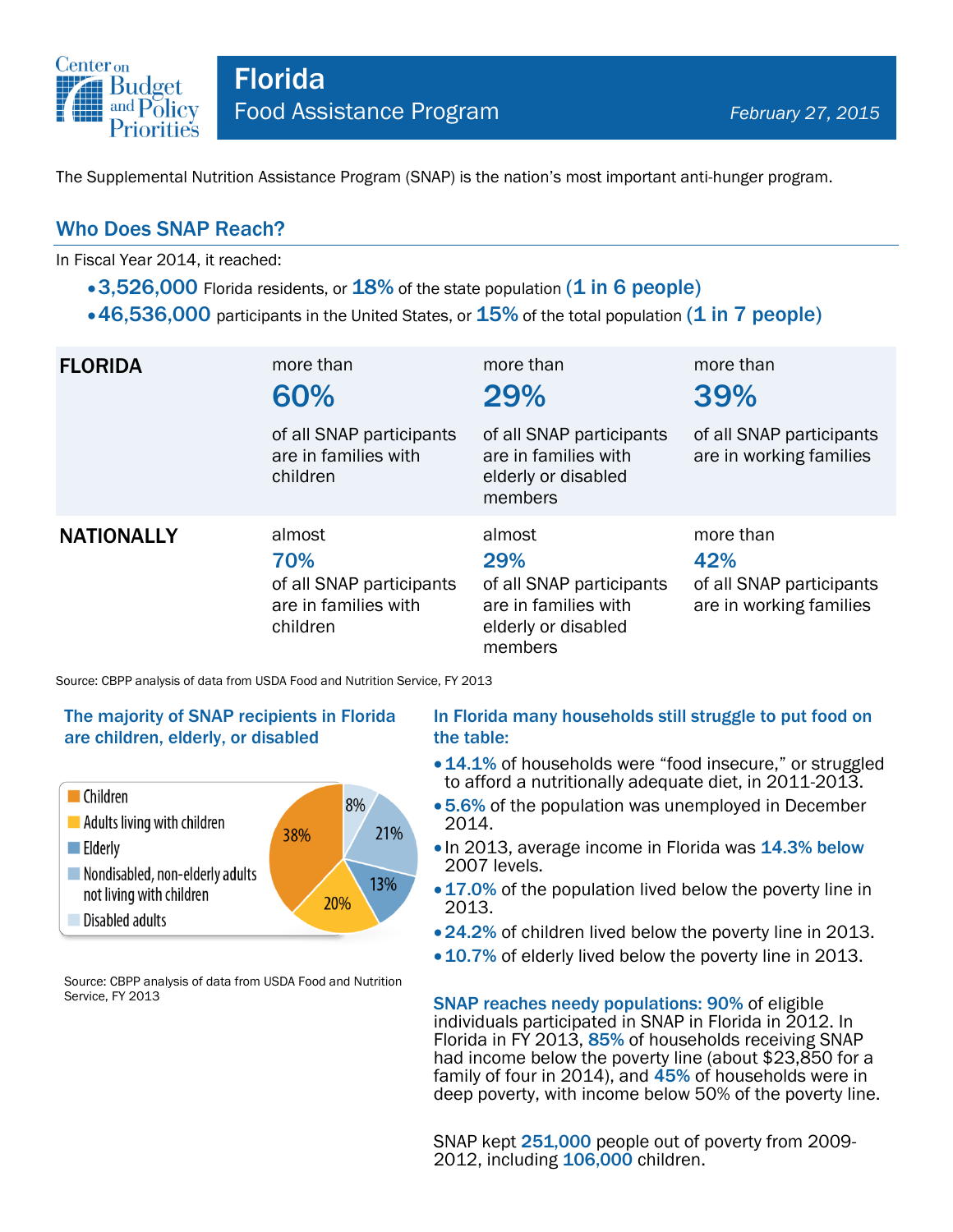Center on Budget and Policy Priorities

# Florida

## Food Assistance Program

*February 27, 2015*

The Supplemental Nutrition Assistance Program (SNAP) is the nation's most important anti-hunger program.

## Who Does SNAP Reach?

In Fiscal Year 2014, it reached:

- **3,526,000** Florida residents, or **18%** of the state population **(1 in 6 people)**
- **46,536,000** participants in the United States, or **15%** of the total population **(1 in 7 people)**

| | | | |
|---|---|---|---|
| **FLORIDA** | more than **60%** of all SNAP participants are in families with children | more than **29%** of all SNAP participants are in families with elderly or disabled members | more than **39%** of all SNAP participants are in working families |
| **NATIONALLY** | almost **70%** of all SNAP participants are in families with children | almost **29%** of all SNAP participants are in families with elderly or disabled members | more than **42%** of all SNAP participants are in working families |

Source: CBPP analysis of data from USDA Food and Nutrition Service, FY 2013

### The majority of SNAP recipients in Florida are children, elderly, or disabled

Children
Adults living with children
Elderly
Nondisabled, non-elderly adults not living with children
Disabled adults

38%
20%
13%
21%
8%

Source: CBPP analysis of data from USDA Food and Nutrition Service, FY 2013

### In Florida many households still struggle to put food on the table:

- **14.1%** of households were "food insecure," or struggled to afford a nutritionally adequate diet, in 2011-2013.
- **5.6%** of the population was unemployed in December 2014.
- In 2013, average income in Florida was **14.3% below** 2007 levels.
- **17.0%** of the population lived below the poverty line in 2013.
- **24.2%** of children lived below the poverty line in 2013.
- **10.7%** of elderly lived below the poverty line in 2013.

**SNAP reaches needy populations: 90%** of eligible individuals participated in SNAP in Florida in 2012. In Florida in FY 2013, **85%** of households receiving SNAP had income below the poverty line (about $23,850 for a family of four in 2014), and **45%** of households were in deep poverty, with income below 50% of the poverty line.

SNAP kept **251,000** people out of poverty from 2009-2012, including **106,000** children.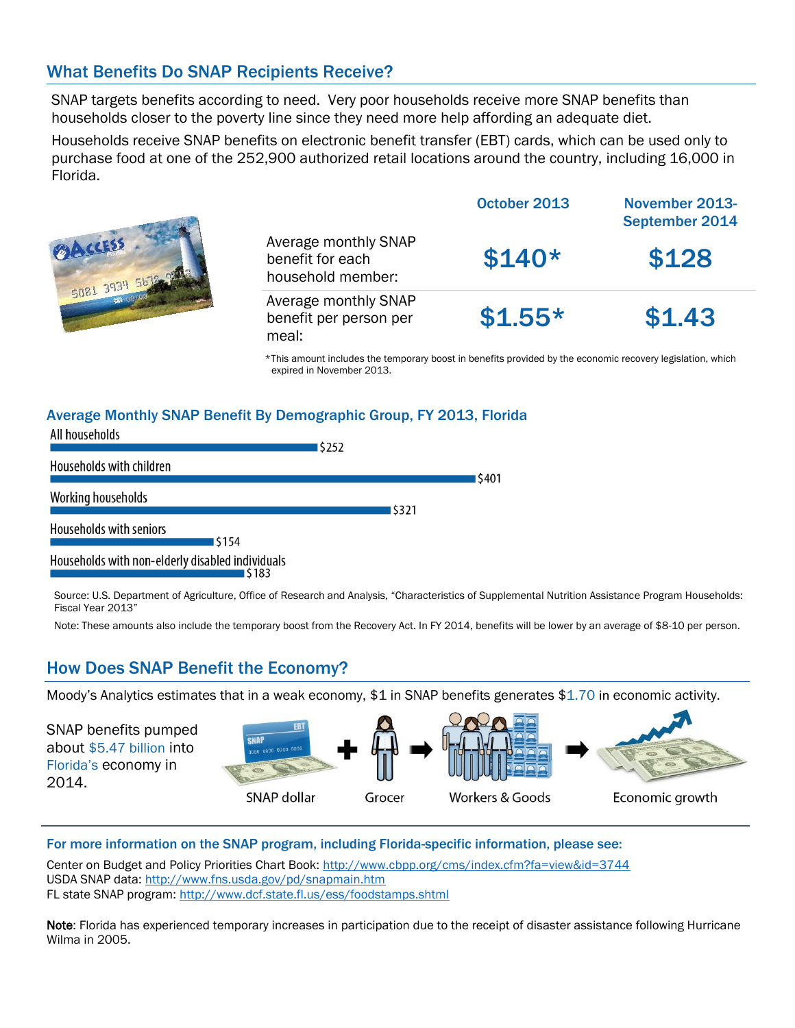## What Benefits Do SNAP Recipients Receive?

SNAP targets benefits according to need. Very poor households receive more SNAP benefits than households closer to the poverty line since they need more help affording an adequate diet.

Households receive SNAP benefits on electronic benefit transfer (EBT) cards, which can be used only to purchase food at one of the 252,900 authorized retail locations around the country, including 16,000 in Florida.

| | October 2013 | November 2013-September 2014 |
|---|---|---|
| Average monthly SNAP benefit for each household member: | $140* | $128 |
| Average monthly SNAP benefit per person per meal: | $1.55* | $1.43 |

*This amount includes the temporary boost in benefits provided by the economic recovery legislation, which expired in November 2013.

### Average Monthly SNAP Benefit By Demographic Group, FY 2013, Florida

All households
$252
Households with children
$401
Working households
$321
Households with seniors
$154
Households with non-elderly disabled individuals
$183

Source: U.S. Department of Agriculture, Office of Research and Analysis, "Characteristics of Supplemental Nutrition Assistance Program Households: Fiscal Year 2013"

Note: These amounts also include the temporary boost from the Recovery Act. In FY 2014, benefits will be lower by an average of $8-10 per person.

## How Does SNAP Benefit the Economy?

Moody's Analytics estimates that in a weak economy, $1 in SNAP benefits generates $1.70 in economic activity.

SNAP benefits pumped about $5.47 billion into Florida's economy in 2014.

SNAP dollar + Grocer → Workers & Goods → Economic growth

### For more information on the SNAP program, including Florida-specific information, please see:

Center on Budget and Policy Priorities Chart Book: http://www.cbpp.org/cms/index.cfm?fa=view&id=3744
USDA SNAP data: http://www.fns.usda.gov/pd/snapmain.htm
FL state SNAP program: http://www.dcf.state.fl.us/ess/foodstamps.shtml

**Note**: Florida has experienced temporary increases in participation due to the receipt of disaster assistance following Hurricane Wilma in 2005.